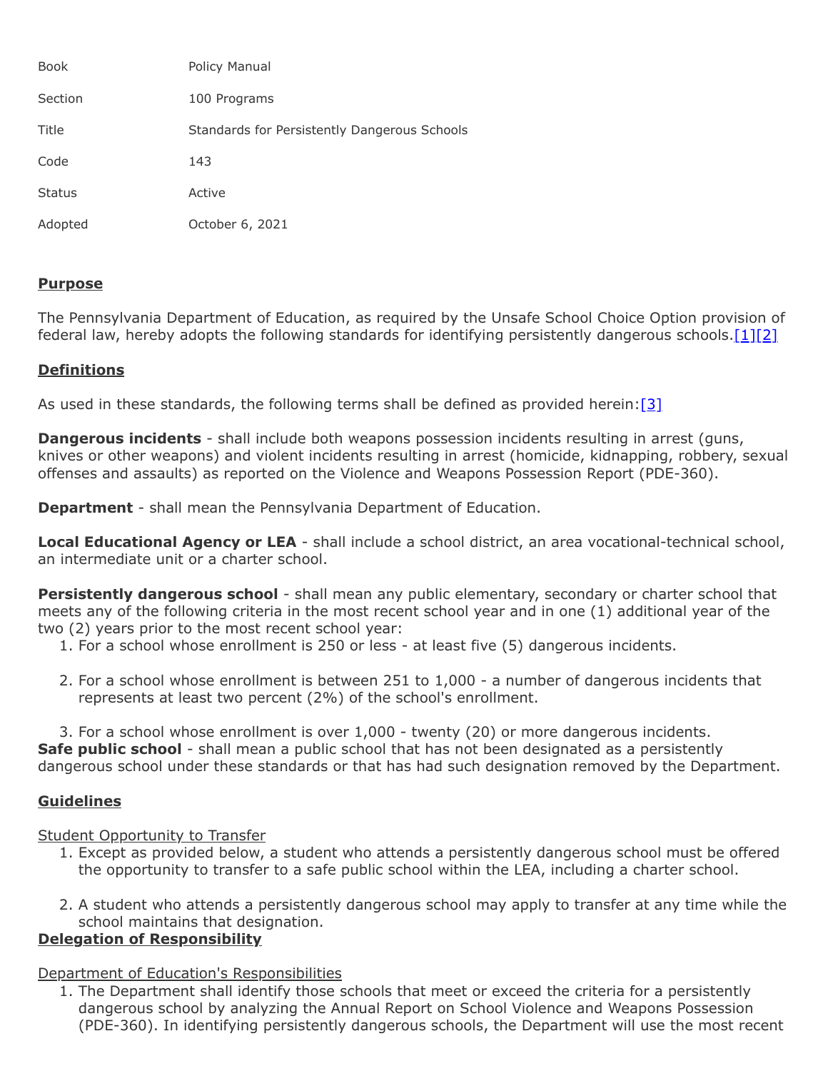| | |
|---|---|
| Book | Policy Manual |
| Section | 100 Programs |
| Title | Standards for Persistently Dangerous Schools |
| Code | 143 |
| Status | Active |
| Adopted | October 6, 2021 |

## Purpose

The Pennsylvania Department of Education, as required by the Unsafe School Choice Option provision of federal law, hereby adopts the following standards for identifying persistently dangerous schools.[1][2]

## Definitions

As used in these standards, the following terms shall be defined as provided herein:[3]

**Dangerous incidents** - shall include both weapons possession incidents resulting in arrest (guns, knives or other weapons) and violent incidents resulting in arrest (homicide, kidnapping, robbery, sexual offenses and assaults) as reported on the Violence and Weapons Possession Report (PDE-360).

**Department** - shall mean the Pennsylvania Department of Education.

**Local Educational Agency or LEA** - shall include a school district, an area vocational-technical school, an intermediate unit or a charter school.

**Persistently dangerous school** - shall mean any public elementary, secondary or charter school that meets any of the following criteria in the most recent school year and in one (1) additional year of the two (2) years prior to the most recent school year:

1. For a school whose enrollment is 250 or less - at least five (5) dangerous incidents.
2. For a school whose enrollment is between 251 to 1,000 - a number of dangerous incidents that represents at least two percent (2%) of the school's enrollment.
3. For a school whose enrollment is over 1,000 - twenty (20) or more dangerous incidents.

**Safe public school** - shall mean a public school that has not been designated as a persistently dangerous school under these standards or that has had such designation removed by the Department.

## Guidelines

Student Opportunity to Transfer

1. Except as provided below, a student who attends a persistently dangerous school must be offered the opportunity to transfer to a safe public school within the LEA, including a charter school.
2. A student who attends a persistently dangerous school may apply to transfer at any time while the school maintains that designation.

## Delegation of Responsibility

Department of Education's Responsibilities

1. The Department shall identify those schools that meet or exceed the criteria for a persistently dangerous school by analyzing the Annual Report on School Violence and Weapons Possession (PDE-360). In identifying persistently dangerous schools, the Department will use the most recent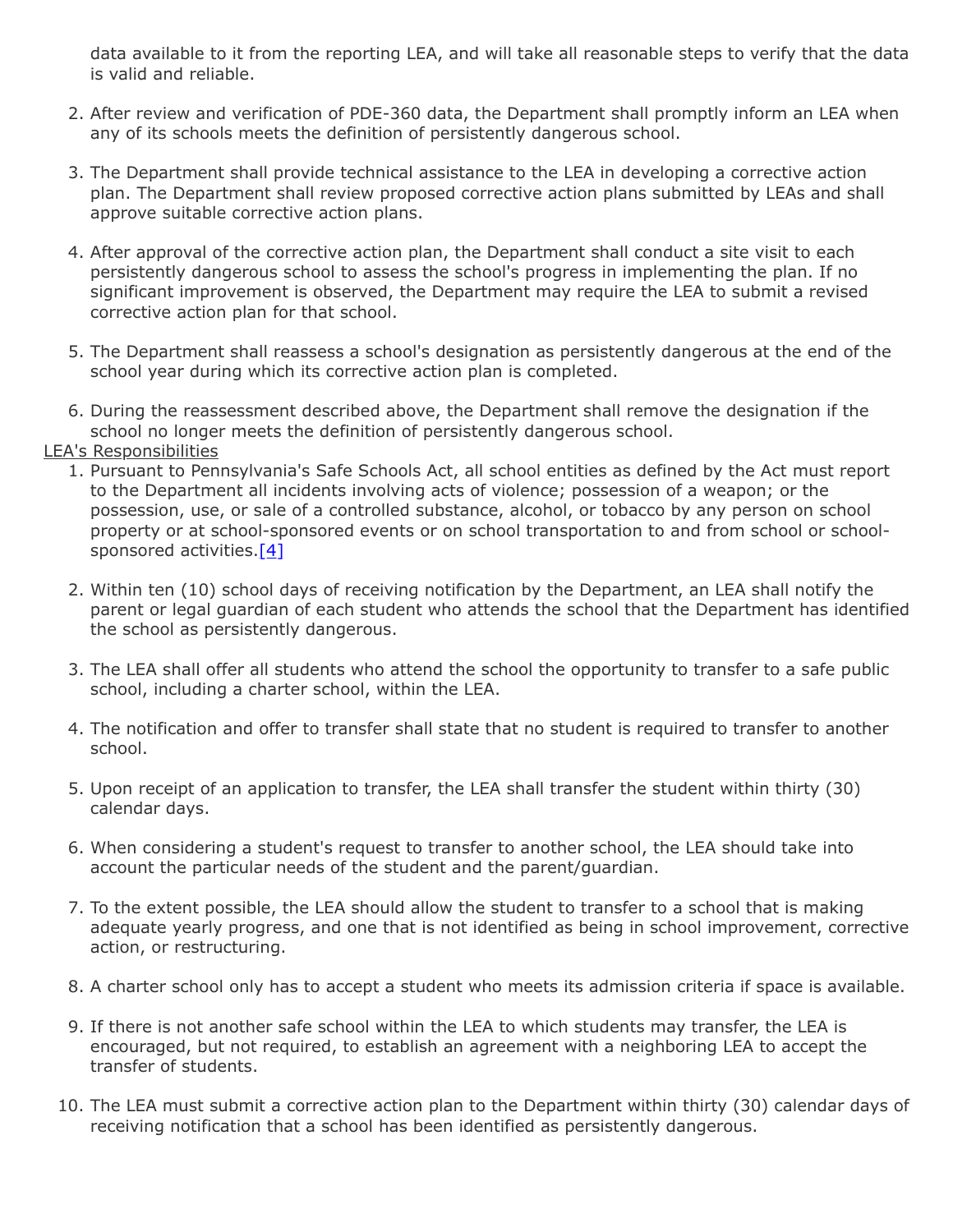data available to it from the reporting LEA, and will take all reasonable steps to verify that the data is valid and reliable.

2. After review and verification of PDE-360 data, the Department shall promptly inform an LEA when any of its schools meets the definition of persistently dangerous school.

3. The Department shall provide technical assistance to the LEA in developing a corrective action plan. The Department shall review proposed corrective action plans submitted by LEAs and shall approve suitable corrective action plans.

4. After approval of the corrective action plan, the Department shall conduct a site visit to each persistently dangerous school to assess the school's progress in implementing the plan. If no significant improvement is observed, the Department may require the LEA to submit a revised corrective action plan for that school.

5. The Department shall reassess a school's designation as persistently dangerous at the end of the school year during which its corrective action plan is completed.

6. During the reassessment described above, the Department shall remove the designation if the school no longer meets the definition of persistently dangerous school.

LEA's Responsibilities

1. Pursuant to Pennsylvania's Safe Schools Act, all school entities as defined by the Act must report to the Department all incidents involving acts of violence; possession of a weapon; or the possession, use, or sale of a controlled substance, alcohol, or tobacco by any person on school property or at school-sponsored events or on school transportation to and from school or school-sponsored activities.[4]

2. Within ten (10) school days of receiving notification by the Department, an LEA shall notify the parent or legal guardian of each student who attends the school that the Department has identified the school as persistently dangerous.

3. The LEA shall offer all students who attend the school the opportunity to transfer to a safe public school, including a charter school, within the LEA.

4. The notification and offer to transfer shall state that no student is required to transfer to another school.

5. Upon receipt of an application to transfer, the LEA shall transfer the student within thirty (30) calendar days.

6. When considering a student's request to transfer to another school, the LEA should take into account the particular needs of the student and the parent/guardian.

7. To the extent possible, the LEA should allow the student to transfer to a school that is making adequate yearly progress, and one that is not identified as being in school improvement, corrective action, or restructuring.

8. A charter school only has to accept a student who meets its admission criteria if space is available.

9. If there is not another safe school within the LEA to which students may transfer, the LEA is encouraged, but not required, to establish an agreement with a neighboring LEA to accept the transfer of students.

10. The LEA must submit a corrective action plan to the Department within thirty (30) calendar days of receiving notification that a school has been identified as persistently dangerous.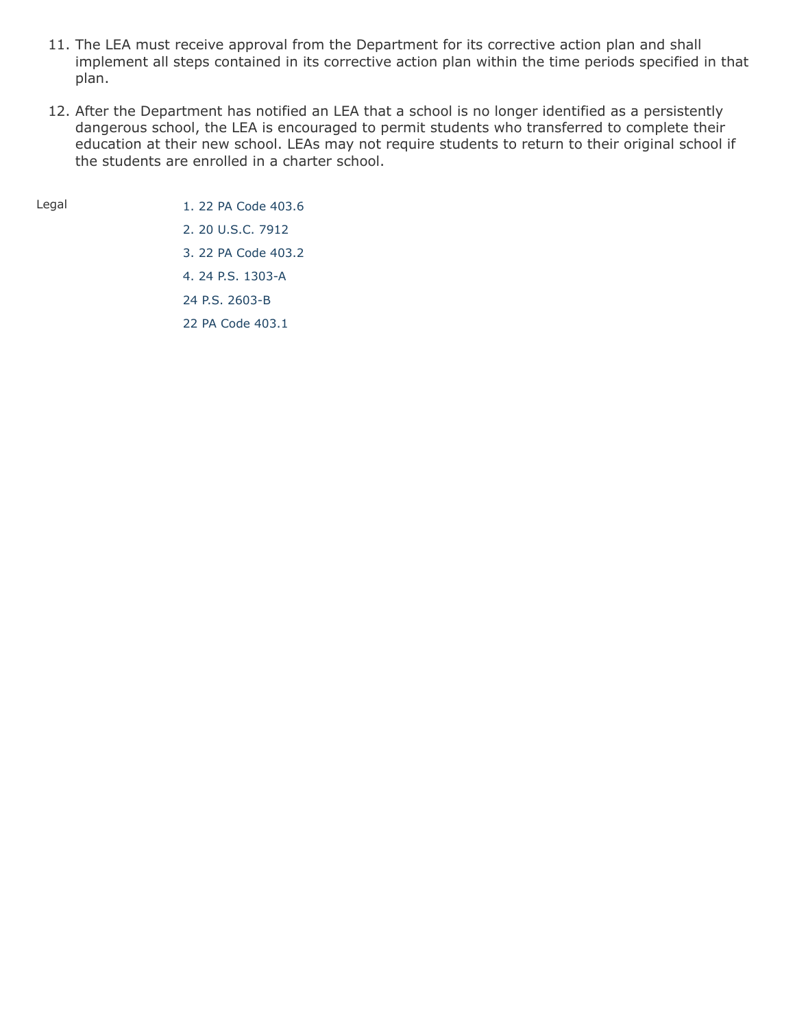11. The LEA must receive approval from the Department for its corrective action plan and shall implement all steps contained in its corrective action plan within the time periods specified in that plan.

12. After the Department has notified an LEA that a school is no longer identified as a persistently dangerous school, the LEA is encouraged to permit students who transferred to complete their education at their new school. LEAs may not require students to return to their original school if the students are enrolled in a charter school.

Legal

1. 22 PA Code 403.6
2. 20 U.S.C. 7912
3. 22 PA Code 403.2
4. 24 P.S. 1303-A

24 P.S. 2603-B

22 PA Code 403.1